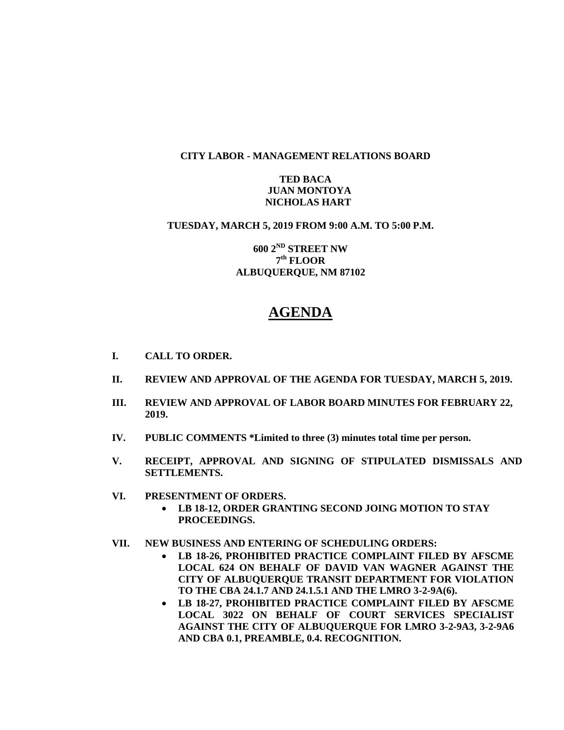**CITY LABOR - MANAGEMENT RELATIONS BOARD**

**TED BACA**
**JUAN MONTOYA**
**NICHOLAS HART**

**TUESDAY, MARCH 5, 2019 FROM 9:00 A.M. TO 5:00 P.M.**

**600 2ND STREET NW**
**7th FLOOR**
**ALBUQUERQUE, NM 87102**

# AGENDA

**I. CALL TO ORDER.**

**II. REVIEW AND APPROVAL OF THE AGENDA FOR TUESDAY, MARCH 5, 2019.**

**III. REVIEW AND APPROVAL OF LABOR BOARD MINUTES FOR FEBRUARY 22, 2019.**

**IV. PUBLIC COMMENTS *Limited to three (3) minutes total time per person.**

**V. RECEIPT, APPROVAL AND SIGNING OF STIPULATED DISMISSALS AND SETTLEMENTS.**

**VI. PRESENTMENT OF ORDERS.**

- **LB 18-12, ORDER GRANTING SECOND JOING MOTION TO STAY PROCEEDINGS.**

**VII. NEW BUSINESS AND ENTERING OF SCHEDULING ORDERS:**

- **LB 18-26, PROHIBITED PRACTICE COMPLAINT FILED BY AFSCME LOCAL 624 ON BEHALF OF DAVID VAN WAGNER AGAINST THE CITY OF ALBUQUERQUE TRANSIT DEPARTMENT FOR VIOLATION TO THE CBA 24.1.7 AND 24.1.5.1 AND THE LMRO 3-2-9A(6).**
- **LB 18-27, PROHIBITED PRACTICE COMPLAINT FILED BY AFSCME LOCAL 3022 ON BEHALF OF COURT SERVICES SPECIALIST AGAINST THE CITY OF ALBUQUERQUE FOR LMRO 3-2-9A3, 3-2-9A6 AND CBA 0.1, PREAMBLE, 0.4. RECOGNITION.**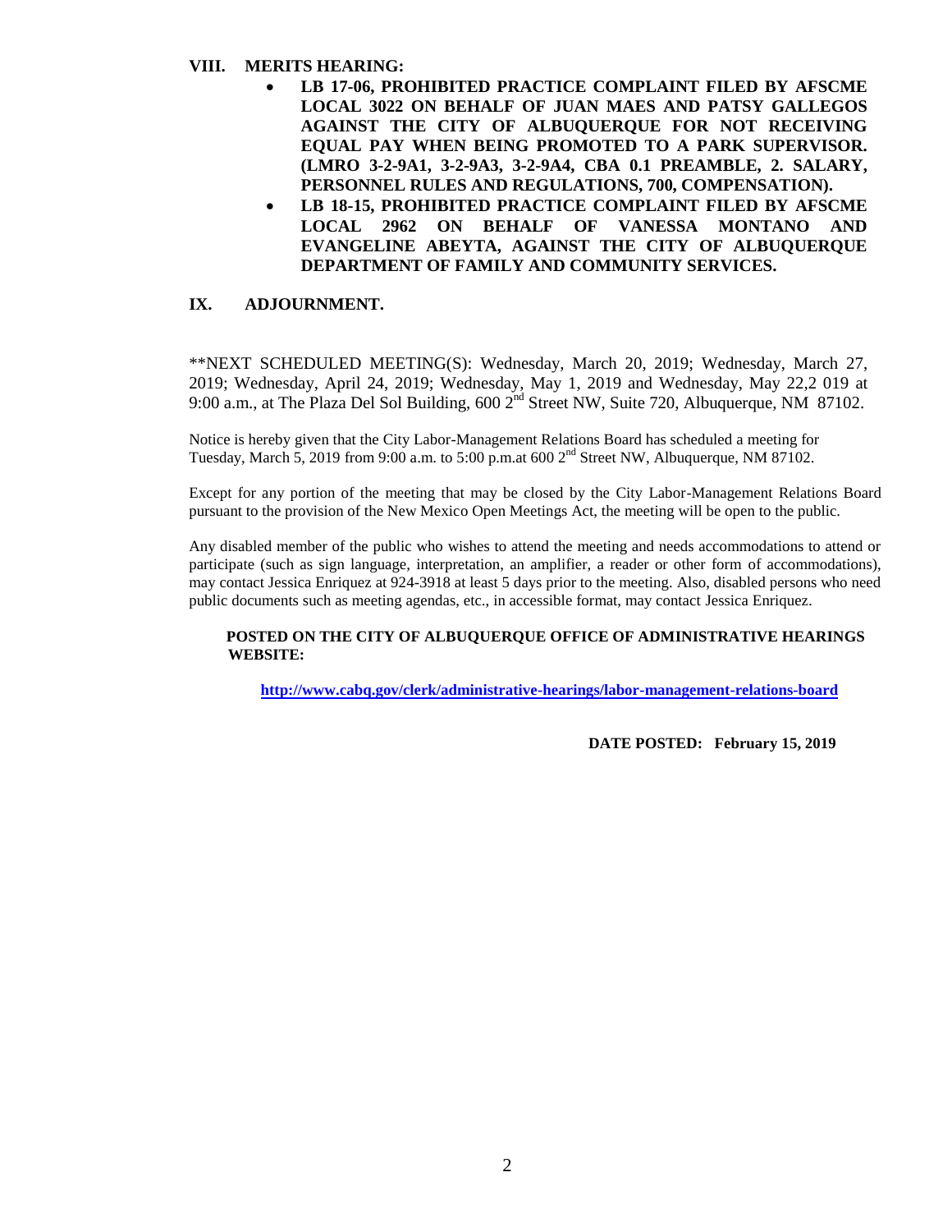## VIII. MERITS HEARING:

- **LB 17-06, PROHIBITED PRACTICE COMPLAINT FILED BY AFSCME LOCAL 3022 ON BEHALF OF JUAN MAES AND PATSY GALLEGOS AGAINST THE CITY OF ALBUQUERQUE FOR NOT RECEIVING EQUAL PAY WHEN BEING PROMOTED TO A PARK SUPERVISOR. (LMRO 3-2-9A1, 3-2-9A3, 3-2-9A4, CBA 0.1 PREAMBLE, 2. SALARY, PERSONNEL RULES AND REGULATIONS, 700, COMPENSATION).**
- **LB 18-15, PROHIBITED PRACTICE COMPLAINT FILED BY AFSCME LOCAL 2962 ON BEHALF OF VANESSA MONTANO AND EVANGELINE ABEYTA, AGAINST THE CITY OF ALBUQUERQUE DEPARTMENT OF FAMILY AND COMMUNITY SERVICES.**

## IX. ADJOURNMENT.

**NEXT SCHEDULED MEETING(S): Wednesday, March 20, 2019; Wednesday, March 27, 2019; Wednesday, April 24, 2019; Wednesday, May 1, 2019 and Wednesday, May 22,2 019 at 9:00 a.m., at The Plaza Del Sol Building, 600 2nd Street NW, Suite 720, Albuquerque, NM 87102.

Notice is hereby given that the City Labor-Management Relations Board has scheduled a meeting for Tuesday, March 5, 2019 from 9:00 a.m. to 5:00 p.m.at 600 2nd Street NW, Albuquerque, NM 87102.

Except for any portion of the meeting that may be closed by the City Labor-Management Relations Board pursuant to the provision of the New Mexico Open Meetings Act, the meeting will be open to the public.

Any disabled member of the public who wishes to attend the meeting and needs accommodations to attend or participate (such as sign language, interpretation, an amplifier, a reader or other form of accommodations), may contact Jessica Enriquez at 924-3918 at least 5 days prior to the meeting. Also, disabled persons who need public documents such as meeting agendas, etc., in accessible format, may contact Jessica Enriquez.

**POSTED ON THE CITY OF ALBUQUERQUE OFFICE OF ADMINISTRATIVE HEARINGS WEBSITE:**

**http://www.cabq.gov/clerk/administrative-hearings/labor-management-relations-board**

**DATE POSTED: February 15, 2019**